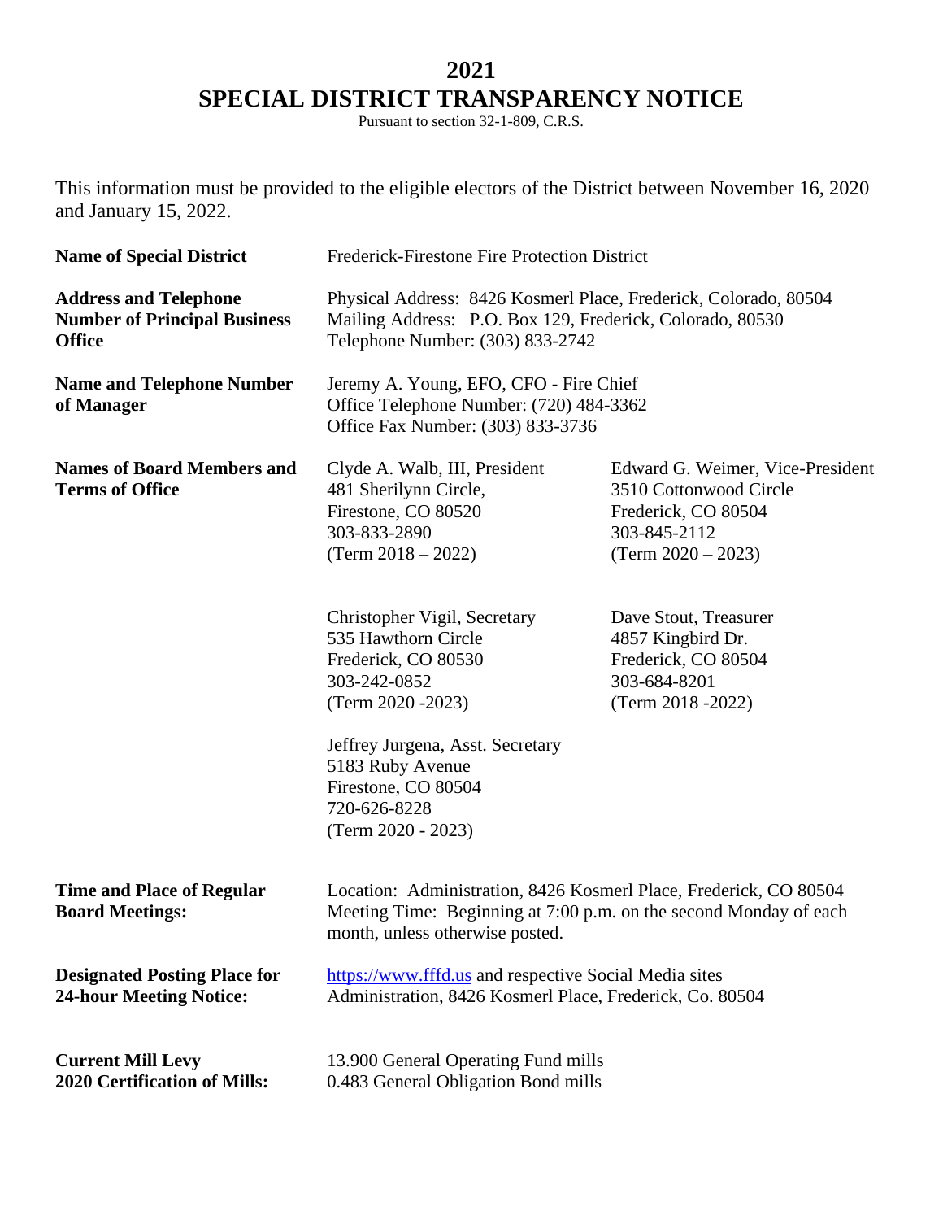# 2021
# SPECIAL DISTRICT TRANSPARENCY NOTICE

Pursuant to section 32-1-809, C.R.S.

This information must be provided to the eligible electors of the District between November 16, 2020 and January 15, 2022.

**Name of Special District**

Frederick-Firestone Fire Protection District

**Address and Telephone Number of Principal Business Office**

Physical Address: 8426 Kosmerl Place, Frederick, Colorado, 80504
Mailing Address: P.O. Box 129, Frederick, Colorado, 80530
Telephone Number: (303) 833-2742

**Name and Telephone Number of Manager**

Jeremy A. Young, EFO, CFO - Fire Chief
Office Telephone Number: (720) 484-3362
Office Fax Number: (303) 833-3736

**Names of Board Members and Terms of Office**

Clyde A. Walb, III, President
481 Sherilynn Circle,
Firestone, CO 80520
303-833-2890
(Term 2018 – 2022)

Edward G. Weimer, Vice-President
3510 Cottonwood Circle
Frederick, CO 80504
303-845-2112
(Term 2020 – 2023)

Christopher Vigil, Secretary
535 Hawthorn Circle
Frederick, CO 80530
303-242-0852
(Term 2020 -2023)

Dave Stout, Treasurer
4857 Kingbird Dr.
Frederick, CO 80504
303-684-8201
(Term 2018 -2022)

Jeffrey Jurgena, Asst. Secretary
5183 Ruby Avenue
Firestone, CO 80504
720-626-8228
(Term 2020 - 2023)

**Time and Place of Regular Board Meetings:**

Location: Administration, 8426 Kosmerl Place, Frederick, CO 80504
Meeting Time: Beginning at 7:00 p.m. on the second Monday of each month, unless otherwise posted.

**Designated Posting Place for 24-hour Meeting Notice:**

https://www.fffd.us and respective Social Media sites
Administration, 8426 Kosmerl Place, Frederick, Co. 80504

**Current Mill Levy**
**2020 Certification of Mills:**

13.900 General Operating Fund mills
0.483 General Obligation Bond mills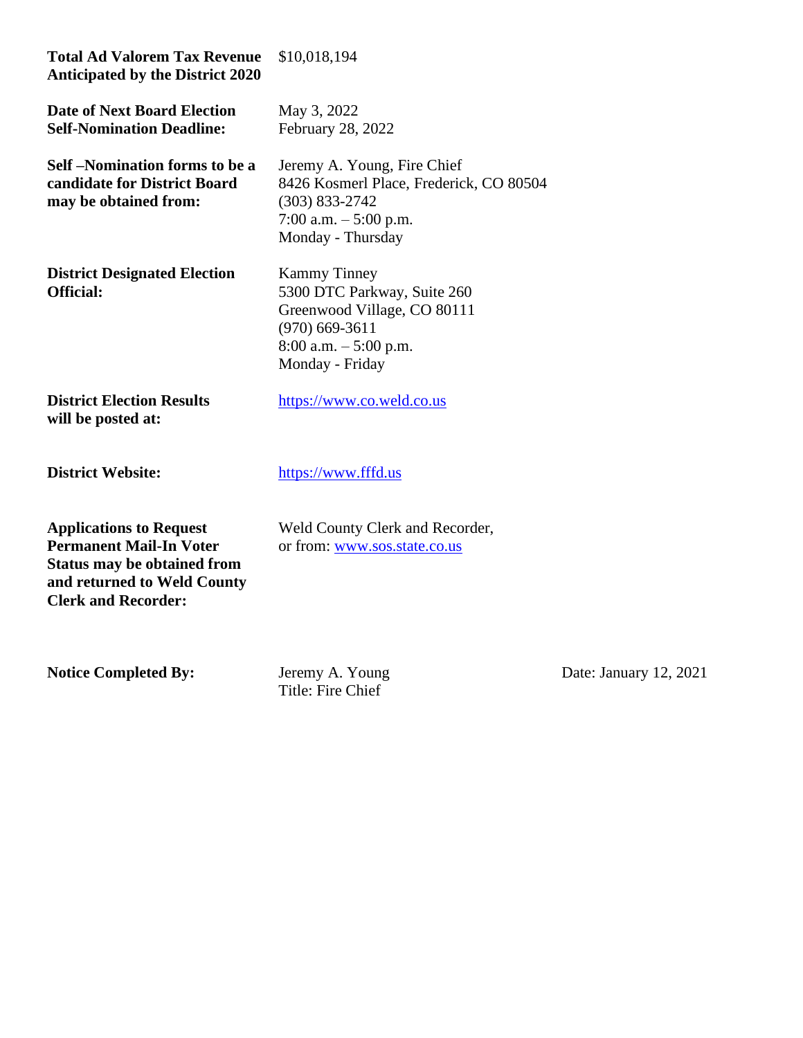| | |
|---|---|
| **Total Ad Valorem Tax Revenue Anticipated by the District 2020** | $10,018,194 |
| **Date of Next Board Election** | May 3, 2022 |
| **Self-Nomination Deadline:** | February 28, 2022 |
| **Self –Nomination forms to be a candidate for District Board may be obtained from:** | Jeremy A. Young, Fire Chief<br>8426 Kosmerl Place, Frederick, CO 80504<br>(303) 833-2742<br>7:00 a.m. – 5:00 p.m.<br>Monday - Thursday |
| **District Designated Election Official:** | Kammy Tinney<br>5300 DTC Parkway, Suite 260<br>Greenwood Village, CO 80111<br>(970) 669-3611<br>8:00 a.m. – 5:00 p.m.<br>Monday - Friday |
| **District Election Results will be posted at:** | https://www.co.weld.co.us |
| **District Website:** | https://www.fffd.us |
| **Applications to Request Permanent Mail-In Voter Status may be obtained from and returned to Weld County Clerk and Recorder:** | Weld County Clerk and Recorder,<br>or from: www.sos.state.co.us |

**Notice Completed By:** Jeremy A. Young
Title: Fire Chief

Date: January 12, 2021